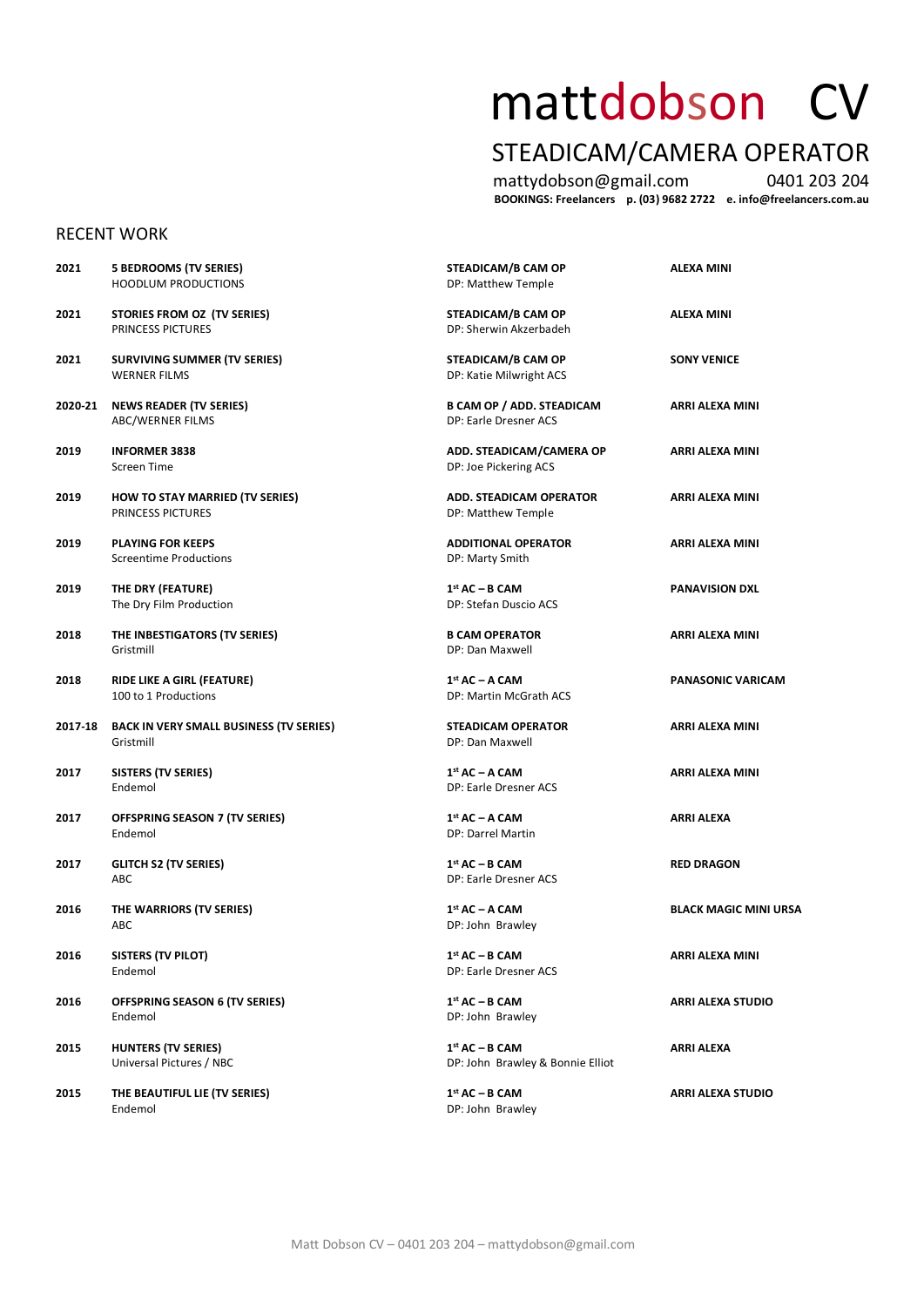# mattdobson CV

## STEADICAM/CAMERA OPERATOR

mattydobson@gmail.com 0401 203 204

**BOOKINGS: Freelancers p. (03) 9682 2722 e. info@freelancers.com.au**

## RECENT WORK

| Year | Production | Role | Camera |
|---|---|---|---|
| **2021** | **5 BEDROOMS (TV SERIES)**<br>HOODLUM PRODUCTIONS | **STEADICAM/B CAM OP**<br>DP: Matthew Temple | **ALEXA MINI** |
| **2021** | **STORIES FROM OZ (TV SERIES)**<br>PRINCESS PICTURES | **STEADICAM/B CAM OP**<br>DP: Sherwin Akzerbadeh | **ALEXA MINI** |
| **2021** | **SURVIVING SUMMER (TV SERIES)**<br>WERNER FILMS | **STEADICAM/B CAM OP**<br>DP: Katie Milwright ACS | **SONY VENICE** |
| **2020-21** | **NEWS READER (TV SERIES)**<br>ABC/WERNER FILMS | **B CAM OP / ADD. STEADICAM**<br>DP: Earle Dresner ACS | **ARRI ALEXA MINI** |
| **2019** | **INFORMER 3838**<br>Screen Time | **ADD. STEADICAM/CAMERA OP**<br>DP: Joe Pickering ACS | **ARRI ALEXA MINI** |
| **2019** | **HOW TO STAY MARRIED (TV SERIES)**<br>PRINCESS PICTURES | **ADD. STEADICAM OPERATOR**<br>DP: Matthew Temple | **ARRI ALEXA MINI** |
| **2019** | **PLAYING FOR KEEPS**<br>Screentime Productions | **ADDITIONAL OPERATOR**<br>DP: Marty Smith | **ARRI ALEXA MINI** |
| **2019** | **THE DRY (FEATURE)**<br>The Dry Film Production | **1st AC – B CAM**<br>DP: Stefan Duscio ACS | **PANAVISION DXL** |
| **2018** | **THE INBESTIGATORS (TV SERIES)**<br>Gristmill | **B CAM OPERATOR**<br>DP: Dan Maxwell | **ARRI ALEXA MINI** |
| **2018** | **RIDE LIKE A GIRL (FEATURE)**<br>100 to 1 Productions | **1st AC – A CAM**<br>DP: Martin McGrath ACS | **PANASONIC VARICAM** |
| **2017-18** | **BACK IN VERY SMALL BUSINESS (TV SERIES)**<br>Gristmill | **STEADICAM OPERATOR**<br>DP: Dan Maxwell | **ARRI ALEXA MINI** |
| **2017** | **SISTERS (TV SERIES)**<br>Endemol | **1st AC – A CAM**<br>DP: Earle Dresner ACS | **ARRI ALEXA MINI** |
| **2017** | **OFFSPRING SEASON 7 (TV SERIES)**<br>Endemol | **1st AC – A CAM**<br>DP: Darrel Martin | **ARRI ALEXA** |
| **2017** | **GLITCH S2 (TV SERIES)**<br>ABC | **1st AC – B CAM**<br>DP: Earle Dresner ACS | **RED DRAGON** |
| **2016** | **THE WARRIORS (TV SERIES)**<br>ABC | **1st AC – A CAM**<br>DP: John Brawley | **BLACK MAGIC MINI URSA** |
| **2016** | **SISTERS (TV PILOT)**<br>Endemol | **1st AC – B CAM**<br>DP: Earle Dresner ACS | **ARRI ALEXA MINI** |
| **2016** | **OFFSPRING SEASON 6 (TV SERIES)**<br>Endemol | **1st AC – B CAM**<br>DP: John Brawley | **ARRI ALEXA STUDIO** |
| **2015** | **HUNTERS (TV SERIES)**<br>Universal Pictures / NBC | **1st AC – B CAM**<br>DP: John Brawley & Bonnie Elliot | **ARRI ALEXA** |
| **2015** | **THE BEAUTIFUL LIE (TV SERIES)**<br>Endemol | **1st AC – B CAM**<br>DP: John Brawley | **ARRI ALEXA STUDIO** |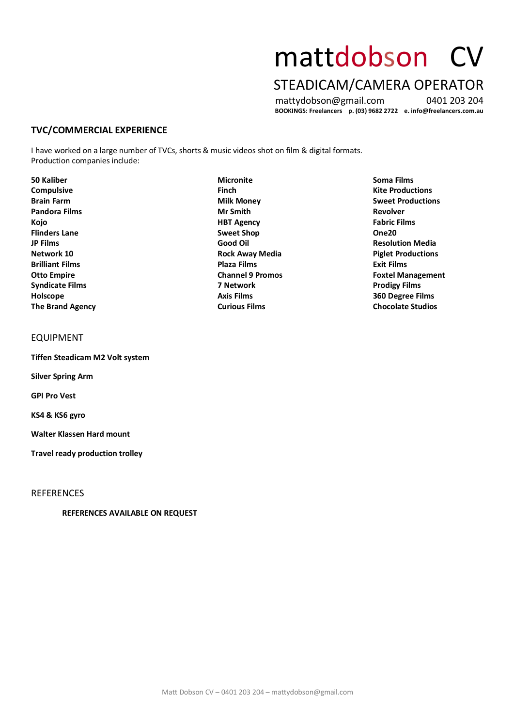# mattdobson CV

## STEADICAM/CAMERA OPERATOR

mattydobson@gmail.com 0401 203 204

**BOOKINGS: Freelancers p. (03) 9682 2722 e. info@freelancers.com.au**

## TVC/COMMERCIAL EXPERIENCE

I have worked on a large number of TVCs, shorts & music videos shot on film & digital formats.
Production companies include:

**50 Kaliber**
**Compulsive**
**Brain Farm**
**Pandora Films**
**Kojo**
**Flinders Lane**
**JP Films**
**Network 10**
**Brilliant Films**
**Otto Empire**
**Syndicate Films**
**Holscope**
**The Brand Agency**
**Micronite**
**Finch**
**Milk Money**
**Mr Smith**
**HBT Agency**
**Sweet Shop**
**Good Oil**
**Rock Away Media**
**Plaza Films**
**Channel 9 Promos**
**7 Network**
**Axis Films**
**Curious Films**
**Soma Films**
**Kite Productions**
**Sweet Productions**
**Revolver**
**Fabric Films**
**One20**
**Resolution Media**
**Piglet Productions**
**Exit Films**
**Foxtel Management**
**Prodigy Films**
**360 Degree Films**
**Chocolate Studios**

## EQUIPMENT

**Tiffen Steadicam M2 Volt system**

**Silver Spring Arm**

**GPI Pro Vest**

**KS4 & KS6 gyro**

**Walter Klassen Hard mount**

**Travel ready production trolley**

## REFERENCES

**REFERENCES AVAILABLE ON REQUEST**